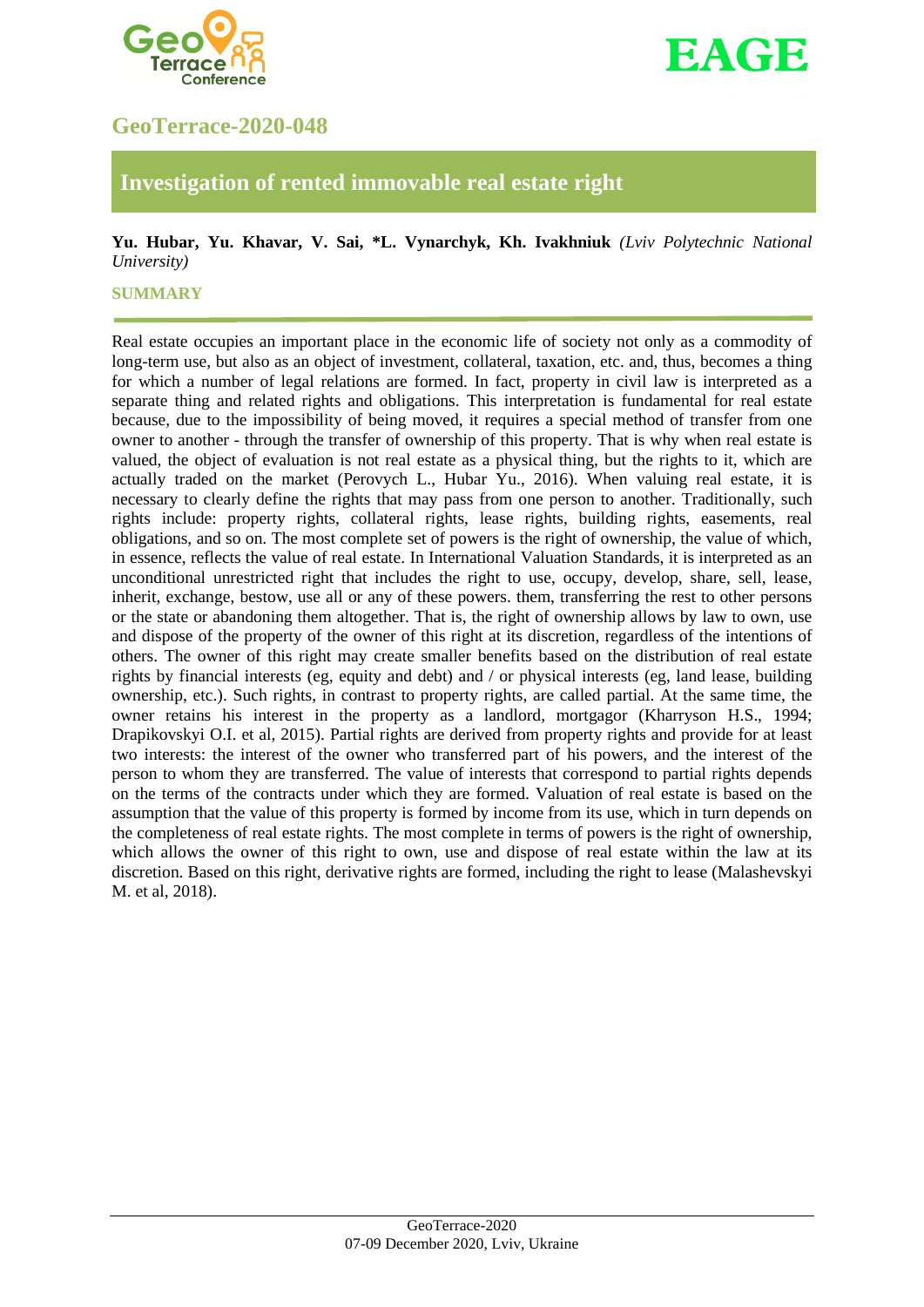GeoTerrace-2020-048

# Investigation of rented immovable real estate right

**Yu. Hubar, Yu. Khavar, V. Sai, *L. Vynarchyk, Kh. Ivakhniuk** *(Lviv Polytechnic National University)*

## SUMMARY

Real estate occupies an important place in the economic life of society not only as a commodity of long-term use, but also as an object of investment, collateral, taxation, etc. and, thus, becomes a thing for which a number of legal relations are formed. In fact, property in civil law is interpreted as a separate thing and related rights and obligations. This interpretation is fundamental for real estate because, due to the impossibility of being moved, it requires a special method of transfer from one owner to another - through the transfer of ownership of this property. That is why when real estate is valued, the object of evaluation is not real estate as a physical thing, but the rights to it, which are actually traded on the market (Perovych L., Hubar Yu., 2016). When valuing real estate, it is necessary to clearly define the rights that may pass from one person to another. Traditionally, such rights include: property rights, collateral rights, lease rights, building rights, easements, real obligations, and so on. The most complete set of powers is the right of ownership, the value of which, in essence, reflects the value of real estate. In International Valuation Standards, it is interpreted as an unconditional unrestricted right that includes the right to use, occupy, develop, share, sell, lease, inherit, exchange, bestow, use all or any of these powers. them, transferring the rest to other persons or the state or abandoning them altogether. That is, the right of ownership allows by law to own, use and dispose of the property of the owner of this right at its discretion, regardless of the intentions of others. The owner of this right may create smaller benefits based on the distribution of real estate rights by financial interests (eg, equity and debt) and / or physical interests (eg, land lease, building ownership, etc.). Such rights, in contrast to property rights, are called partial. At the same time, the owner retains his interest in the property as a landlord, mortgagor (Kharryson H.S., 1994; Drapikovskyi O.I. et al, 2015). Partial rights are derived from property rights and provide for at least two interests: the interest of the owner who transferred part of his powers, and the interest of the person to whom they are transferred. The value of interests that correspond to partial rights depends on the terms of the contracts under which they are formed. Valuation of real estate is based on the assumption that the value of this property is formed by income from its use, which in turn depends on the completeness of real estate rights. The most complete in terms of powers is the right of ownership, which allows the owner of this right to own, use and dispose of real estate within the law at its discretion. Based on this right, derivative rights are formed, including the right to lease (Malashevskyi M. et al, 2018).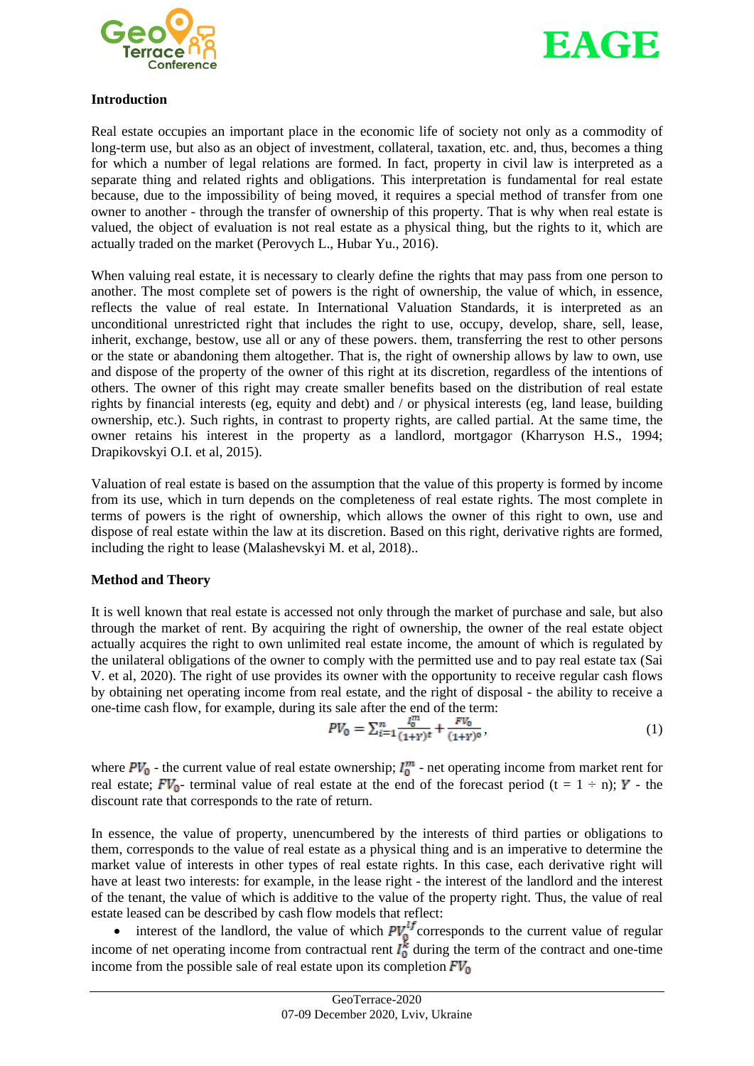## Introduction

Real estate occupies an important place in the economic life of society not only as a commodity of long-term use, but also as an object of investment, collateral, taxation, etc. and, thus, becomes a thing for which a number of legal relations are formed. In fact, property in civil law is interpreted as a separate thing and related rights and obligations. This interpretation is fundamental for real estate because, due to the impossibility of being moved, it requires a special method of transfer from one owner to another - through the transfer of ownership of this property. That is why when real estate is valued, the object of evaluation is not real estate as a physical thing, but the rights to it, which are actually traded on the market (Perovych L., Hubar Yu., 2016).

When valuing real estate, it is necessary to clearly define the rights that may pass from one person to another. The most complete set of powers is the right of ownership, the value of which, in essence, reflects the value of real estate. In International Valuation Standards, it is interpreted as an unconditional unrestricted right that includes the right to use, occupy, develop, share, sell, lease, inherit, exchange, bestow, use all or any of these powers. them, transferring the rest to other persons or the state or abandoning them altogether. That is, the right of ownership allows by law to own, use and dispose of the property of the owner of this right at its discretion, regardless of the intentions of others. The owner of this right may create smaller benefits based on the distribution of real estate rights by financial interests (eg, equity and debt) and / or physical interests (eg, land lease, building ownership, etc.). Such rights, in contrast to property rights, are called partial. At the same time, the owner retains his interest in the property as a landlord, mortgagor (Kharryson H.S., 1994; Drapikovskyi O.I. et al, 2015).

Valuation of real estate is based on the assumption that the value of this property is formed by income from its use, which in turn depends on the completeness of real estate rights. The most complete in terms of powers is the right of ownership, which allows the owner of this right to own, use and dispose of real estate within the law at its discretion. Based on this right, derivative rights are formed, including the right to lease (Malashevskyi M. et al, 2018)..

## Method and Theory

It is well known that real estate is accessed not only through the market of purchase and sale, but also through the market of rent. By acquiring the right of ownership, the owner of the real estate object actually acquires the right to own unlimited real estate income, the amount of which is regulated by the unilateral obligations of the owner to comply with the permitted use and to pay real estate tax (Sai V. et al, 2020). The right of use provides its owner with the opportunity to receive regular cash flows by obtaining net operating income from real estate, and the right of disposal - the ability to receive a one-time cash flow, for example, during its sale after the end of the term:

$$PV_0 = \sum_{i=1}^{n} \frac{I_0^m}{(1+Y)^t} + \frac{FV_0}{(1+Y)^o}, \tag{1}$$

where $PV_0$ - the current value of real estate ownership; $I_0^m$ - net operating income from market rent for real estate; $FV_0$- terminal value of real estate at the end of the forecast period (t = 1 ÷ n); $Y$ - the discount rate that corresponds to the rate of return.

In essence, the value of property, unencumbered by the interests of third parties or obligations to them, corresponds to the value of real estate as a physical thing and is an imperative to determine the market value of interests in other types of real estate rights. In this case, each derivative right will have at least two interests: for example, in the lease right - the interest of the landlord and the interest of the tenant, the value of which is additive to the value of the property right. Thus, the value of real estate leased can be described by cash flow models that reflect:

- interest of the landlord, the value of which $PV_0^{lf}$ corresponds to the current value of regular income of net operating income from contractual rent $I_0^k$ during the term of the contract and one-time income from the possible sale of real estate upon its completion $FV_0$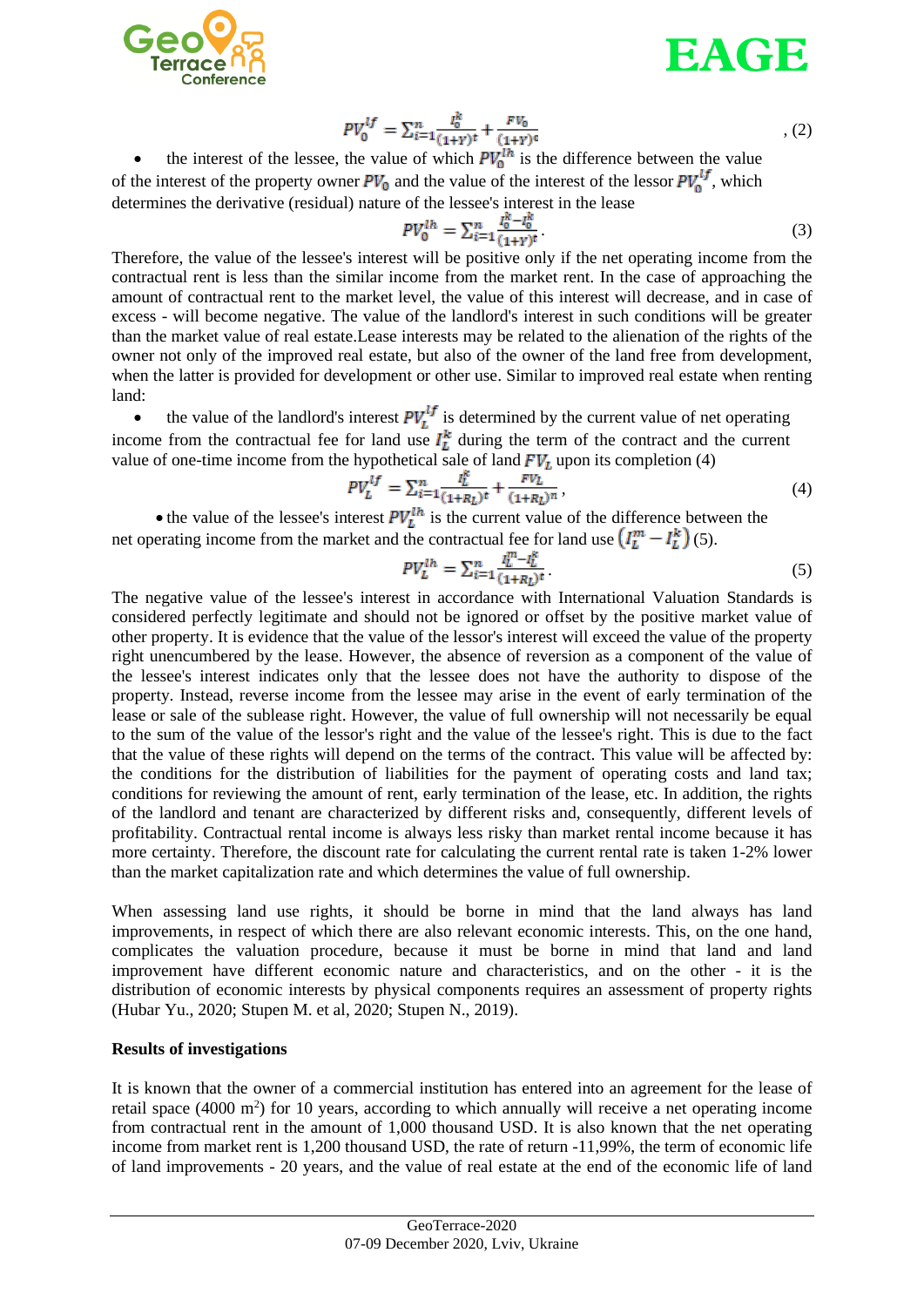$$PV_0^{lf} = \sum_{i=1}^{n} \frac{I_0^k}{(1+Y)^i} + \frac{FV_0}{(1+Y)^i} \quad (2)$$

- the interest of the lessee, the value of which $PV_0^{lh}$ is the difference between the value of the interest of the property owner $PV_0$ and the value of the interest of the lessor $PV_0^{lf}$, which determines the derivative (residual) nature of the lessee's interest in the lease

$$PV_0^{lh} = \sum_{i=1}^{n} \frac{I_0^k - I_0^k}{(1+Y)^i}. \quad (3)$$

Therefore, the value of the lessee's interest will be positive only if the net operating income from the contractual rent is less than the similar income from the market rent. In the case of approaching the amount of contractual rent to the market level, the value of this interest will decrease, and in case of excess - will become negative. The value of the landlord's interest in such conditions will be greater than the market value of real estate.Lease interests may be related to the alienation of the rights of the owner not only of the improved real estate, but also of the owner of the land free from development, when the latter is provided for development or other use. Similar to improved real estate when renting land:

- the value of the landlord's interest $PV_L^{lf}$ is determined by the current value of net operating income from the contractual fee for land use $I_L^k$ during the term of the contract and the current value of one-time income from the hypothetical sale of land $FV_L$ upon its completion (4)

$$PV_L^{lf} = \sum_{i=1}^{n} \frac{I_L^k}{(1+R_L)^i} + \frac{FV_L}{(1+R_L)^n}, \quad (4)$$

- the value of the lessee's interest $PV_L^{lh}$ is the current value of the difference between the net operating income from the market and the contractual fee for land use $(I_L^m - I_L^k)$ (5).

$$PV_L^{lh} = \sum_{i=1}^{n} \frac{I_L^m - I_L^k}{(1+R_L)^i}. \quad (5)$$

The negative value of the lessee's interest in accordance with International Valuation Standards is considered perfectly legitimate and should not be ignored or offset by the positive market value of other property. It is evidence that the value of the lessor's interest will exceed the value of the property right unencumbered by the lease. However, the absence of reversion as a component of the value of the lessee's interest indicates only that the lessee does not have the authority to dispose of the property. Instead, reverse income from the lessee may arise in the event of early termination of the lease or sale of the sublease right. However, the value of full ownership will not necessarily be equal to the sum of the value of the lessor's right and the value of the lessee's right. This is due to the fact that the value of these rights will depend on the terms of the contract. This value will be affected by: the conditions for the distribution of liabilities for the payment of operating costs and land tax; conditions for reviewing the amount of rent, early termination of the lease, etc. In addition, the rights of the landlord and tenant are characterized by different risks and, consequently, different levels of profitability. Contractual rental income is always less risky than market rental income because it has more certainty. Therefore, the discount rate for calculating the current rental rate is taken 1-2% lower than the market capitalization rate and which determines the value of full ownership.

When assessing land use rights, it should be borne in mind that the land always has land improvements, in respect of which there are also relevant economic interests. This, on the one hand, complicates the valuation procedure, because it must be borne in mind that land and land improvement have different economic nature and characteristics, and on the other - it is the distribution of economic interests by physical components requires an assessment of property rights (Hubar Yu., 2020; Stupen M. et al, 2020; Stupen N., 2019).

**Results of investigations**

It is known that the owner of a commercial institution has entered into an agreement for the lease of retail space (4000 m$^2$) for 10 years, according to which annually will receive a net operating income from contractual rent in the amount of 1,000 thousand USD. It is also known that the net operating income from market rent is 1,200 thousand USD, the rate of return -11,99%, the term of economic life of land improvements - 20 years, and the value of real estate at the end of the economic life of land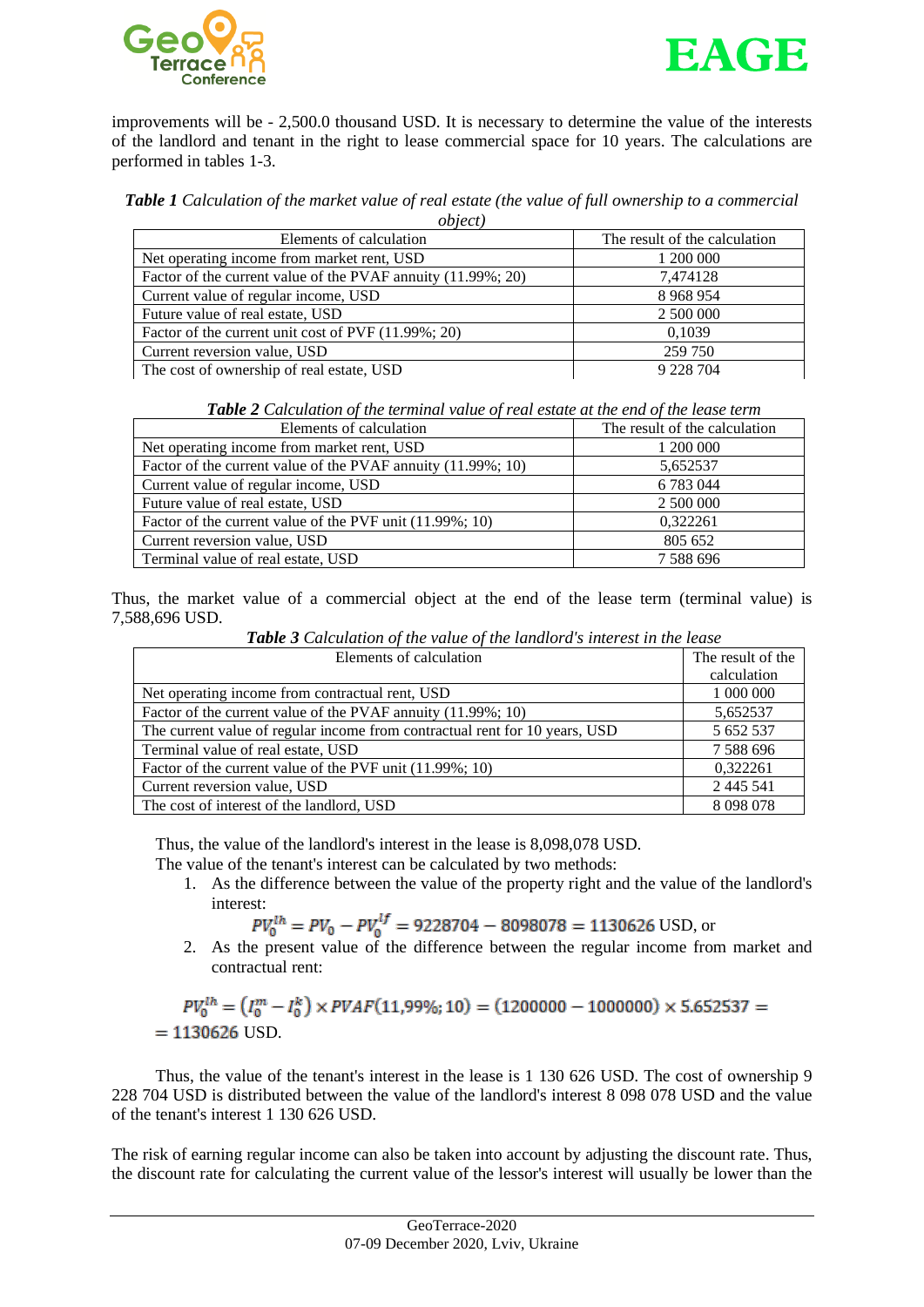improvements will be - 2,500.0 thousand USD. It is necessary to determine the value of the interests of the landlord and tenant in the right to lease commercial space for 10 years. The calculations are performed in tables 1-3.

***Table 1*** *Calculation of the market value of real estate (the value of full ownership to a commercial object)*

| Elements of calculation | The result of the calculation |
|---|---|
| Net operating income from market rent, USD | 1 200 000 |
| Factor of the current value of the PVAF annuity (11.99%; 20) | 7,474128 |
| Current value of regular income, USD | 8 968 954 |
| Future value of real estate, USD | 2 500 000 |
| Factor of the current unit cost of PVF (11.99%; 20) | 0,1039 |
| Current reversion value, USD | 259 750 |
| The cost of ownership of real estate, USD | 9 228 704 |

***Table 2*** *Calculation of the terminal value of real estate at the end of the lease term*

| Elements of calculation | The result of the calculation |
|---|---|
| Net operating income from market rent, USD | 1 200 000 |
| Factor of the current value of the PVAF annuity (11.99%; 10) | 5,652537 |
| Current value of regular income, USD | 6 783 044 |
| Future value of real estate, USD | 2 500 000 |
| Factor of the current value of the PVF unit (11.99%; 10) | 0,322261 |
| Current reversion value, USD | 805 652 |
| Terminal value of real estate, USD | 7 588 696 |

Thus, the market value of a commercial object at the end of the lease term (terminal value) is 7,588,696 USD.

***Table 3*** *Calculation of the value of the landlord's interest in the lease*

| Elements of calculation | The result of the calculation |
|---|---|
| Net operating income from contractual rent, USD | 1 000 000 |
| Factor of the current value of the PVAF annuity (11.99%; 10) | 5,652537 |
| The current value of regular income from contractual rent for 10 years, USD | 5 652 537 |
| Terminal value of real estate, USD | 7 588 696 |
| Factor of the current value of the PVF unit (11.99%; 10) | 0,322261 |
| Current reversion value, USD | 2 445 541 |
| The cost of interest of the landlord, USD | 8 098 078 |

Thus, the value of the landlord's interest in the lease is 8,098,078 USD.

The value of the tenant's interest can be calculated by two methods:

1. As the difference between the value of the property right and the value of the landlord's interest:

$$PV_0^{lh} = PV_0 - PV_0^{lf} = 9228704 - 8098078 = 1130626 \text{ USD, or}$$

2. As the present value of the difference between the regular income from market and contractual rent:

$$PV_0^{lh} = \left(I_0^m - I_0^k\right) \times PVAF(11{,}99\%; 10) = (1200000 - 1000000) \times 5.652537 =$$
$$= 1130626 \text{ USD.}$$

Thus, the value of the tenant's interest in the lease is 1 130 626 USD. The cost of ownership 9 228 704 USD is distributed between the value of the landlord's interest 8 098 078 USD and the value of the tenant's interest 1 130 626 USD.

The risk of earning regular income can also be taken into account by adjusting the discount rate. Thus, the discount rate for calculating the current value of the lessor's interest will usually be lower than the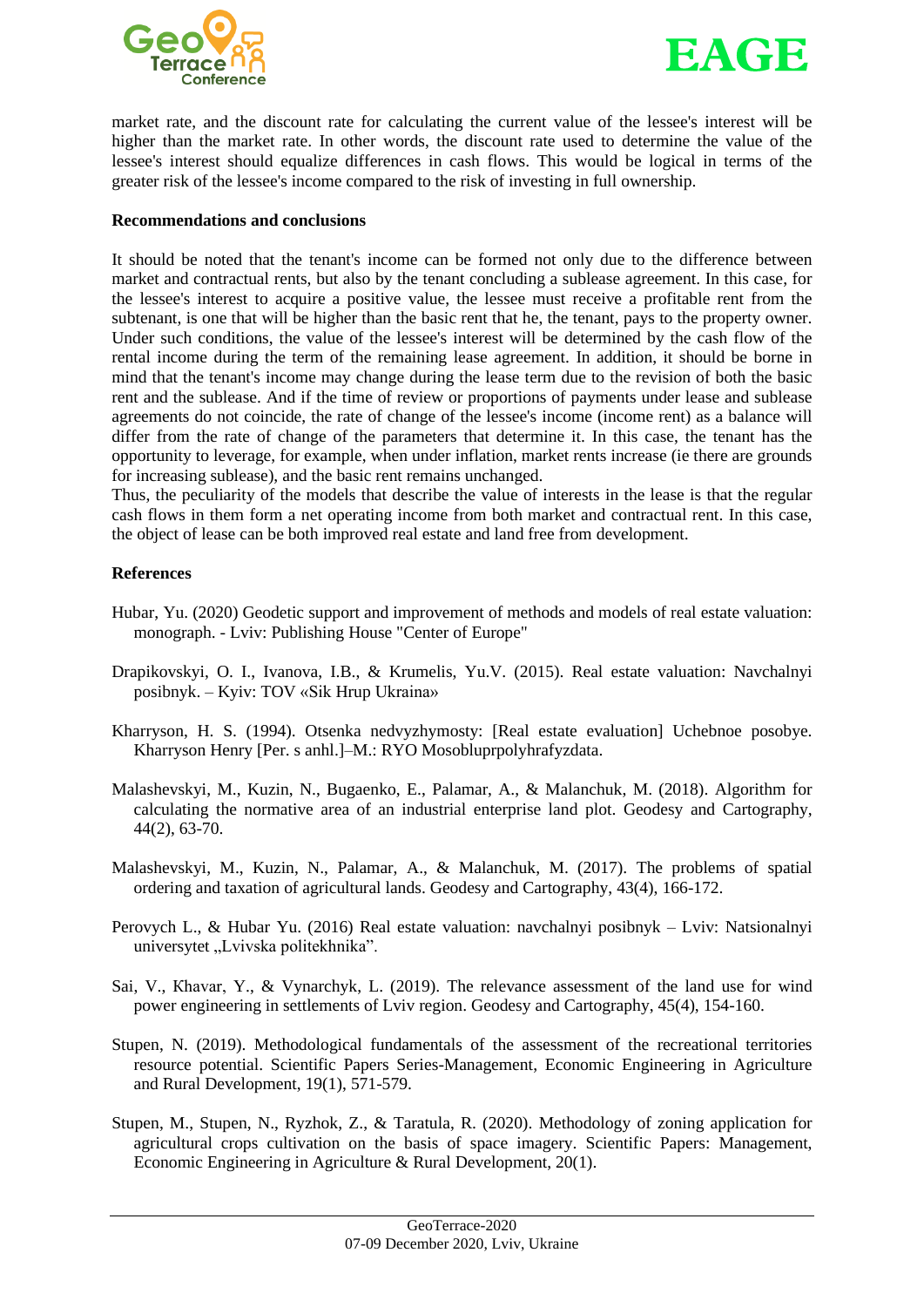market rate, and the discount rate for calculating the current value of the lessee's interest will be higher than the market rate. In other words, the discount rate used to determine the value of the lessee's interest should equalize differences in cash flows. This would be logical in terms of the greater risk of the lessee's income compared to the risk of investing in full ownership.

**Recommendations and conclusions**

It should be noted that the tenant's income can be formed not only due to the difference between market and contractual rents, but also by the tenant concluding a sublease agreement. In this case, for the lessee's interest to acquire a positive value, the lessee must receive a profitable rent from the subtenant, is one that will be higher than the basic rent that he, the tenant, pays to the property owner. Under such conditions, the value of the lessee's interest will be determined by the cash flow of the rental income during the term of the remaining lease agreement. In addition, it should be borne in mind that the tenant's income may change during the lease term due to the revision of both the basic rent and the sublease. And if the time of review or proportions of payments under lease and sublease agreements do not coincide, the rate of change of the lessee's income (income rent) as a balance will differ from the rate of change of the parameters that determine it. In this case, the tenant has the opportunity to leverage, for example, when under inflation, market rents increase (ie there are grounds for increasing sublease), and the basic rent remains unchanged.
Thus, the peculiarity of the models that describe the value of interests in the lease is that the regular cash flows in them form a net operating income from both market and contractual rent. In this case, the object of lease can be both improved real estate and land free from development.

**References**

Hubar, Yu. (2020) Geodetic support and improvement of methods and models of real estate valuation: monograph. - Lviv: Publishing House "Center of Europe"

Drapikovskyi, O. I., Ivanova, I.B., & Krumelis, Yu.V. (2015). Real estate valuation: Navchalnyi posibnyk. – Kyiv: TOV «Sik Hrup Ukraina»

Kharryson, H. S. (1994). Otsenka nedvyzhymosty: [Real estate evaluation] Uchebnoe posobye. Kharryson Henry [Per. s anhl.]–M.: RYO Mosobluprpolyhrafyzdata.

Malashevskyi, M., Kuzin, N., Bugaenko, E., Palamar, A., & Malanchuk, M. (2018). Algorithm for calculating the normative area of an industrial enterprise land plot. Geodesy and Cartography, 44(2), 63-70.

Malashevskyi, M., Kuzin, N., Palamar, A., & Malanchuk, M. (2017). The problems of spatial ordering and taxation of agricultural lands. Geodesy and Cartography, 43(4), 166-172.

Perovych L., & Hubar Yu. (2016) Real estate valuation: navchalnyi posibnyk – Lviv: Natsionalnyi universytet „Lvivska politekhnika".

Sai, V., Khavar, Y., & Vynarchyk, L. (2019). The relevance assessment of the land use for wind power engineering in settlements of Lviv region. Geodesy and Cartography, 45(4), 154-160.

Stupen, N. (2019). Methodological fundamentals of the assessment of the recreational territories resource potential. Scientific Papers Series-Management, Economic Engineering in Agriculture and Rural Development, 19(1), 571-579.

Stupen, M., Stupen, N., Ryzhok, Z., & Taratula, R. (2020). Methodology of zoning application for agricultural crops cultivation on the basis of space imagery. Scientific Papers: Management, Economic Engineering in Agriculture & Rural Development, 20(1).